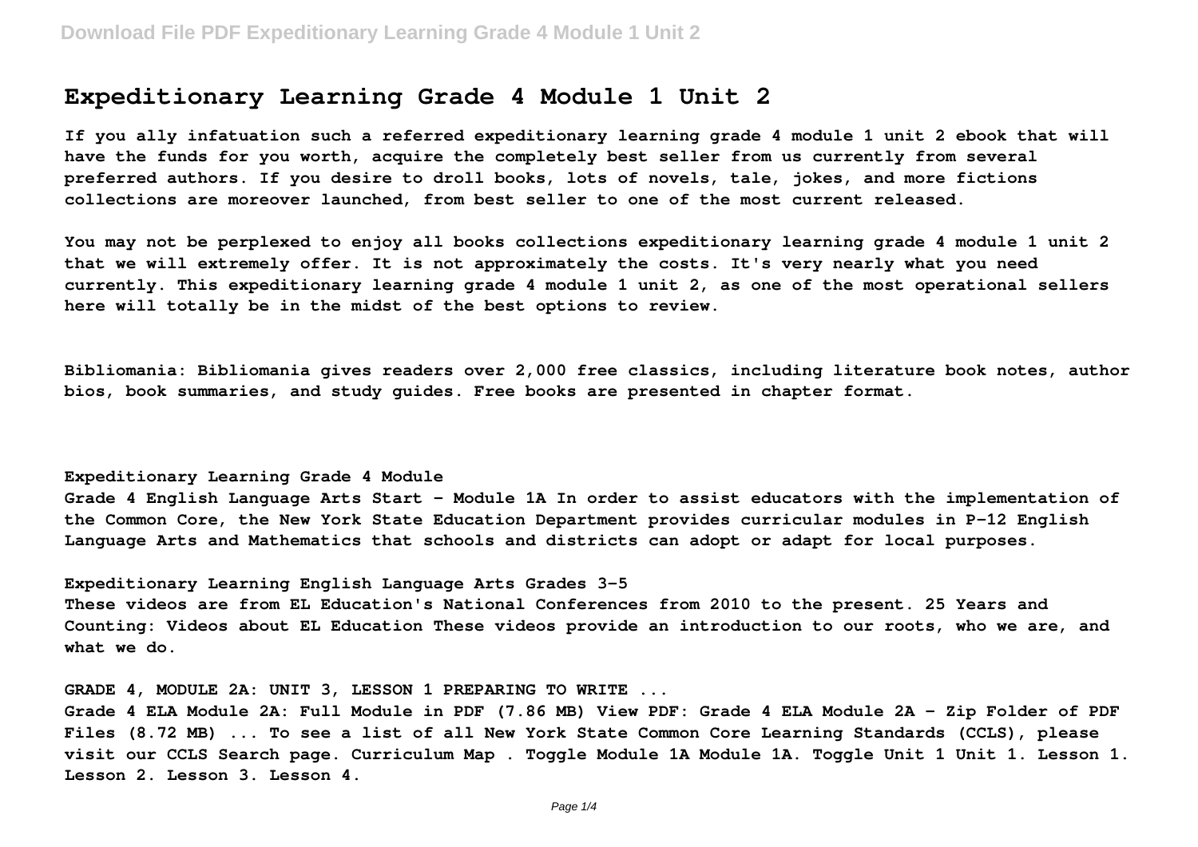# Expeditionary Learning Grade 4 Module 1 Unit 2

**If you ally infatuation such a referred expeditionary learning grade 4 module 1 unit 2 ebook that will have the funds for you worth, acquire the completely best seller from us currently from several preferred authors. If you desire to droll books, lots of novels, tale, jokes, and more fictions collections are moreover launched, from best seller to one of the most current released.**

**You may not be perplexed to enjoy all books collections expeditionary learning grade 4 module 1 unit 2 that we will extremely offer. It is not approximately the costs. It's very nearly what you need currently. This expeditionary learning grade 4 module 1 unit 2, as one of the most operational sellers here will totally be in the midst of the best options to review.**

**Bibliomania: Bibliomania gives readers over 2,000 free classics, including literature book notes, author bios, book summaries, and study guides. Free books are presented in chapter format.**

**Expeditionary Learning Grade 4 Module**

**Grade 4 English Language Arts Start - Module 1A In order to assist educators with the implementation of the Common Core, the New York State Education Department provides curricular modules in P-12 English Language Arts and Mathematics that schools and districts can adopt or adapt for local purposes.**

**Expeditionary Learning English Language Arts Grades 3-5**

**These videos are from EL Education's National Conferences from 2010 to the present. 25 Years and Counting: Videos about EL Education These videos provide an introduction to our roots, who we are, and what we do.**

**GRADE 4, MODULE 2A: UNIT 3, LESSON 1 PREPARING TO WRITE ...**

**Grade 4 ELA Module 2A: Full Module in PDF (7.86 MB) View PDF: Grade 4 ELA Module 2A - Zip Folder of PDF Files (8.72 MB) ... To see a list of all New York State Common Core Learning Standards (CCLS), please visit our CCLS Search page. Curriculum Map . Toggle Module 1A Module 1A. Toggle Unit 1 Unit 1. Lesson 1. Lesson 2. Lesson 3. Lesson 4.**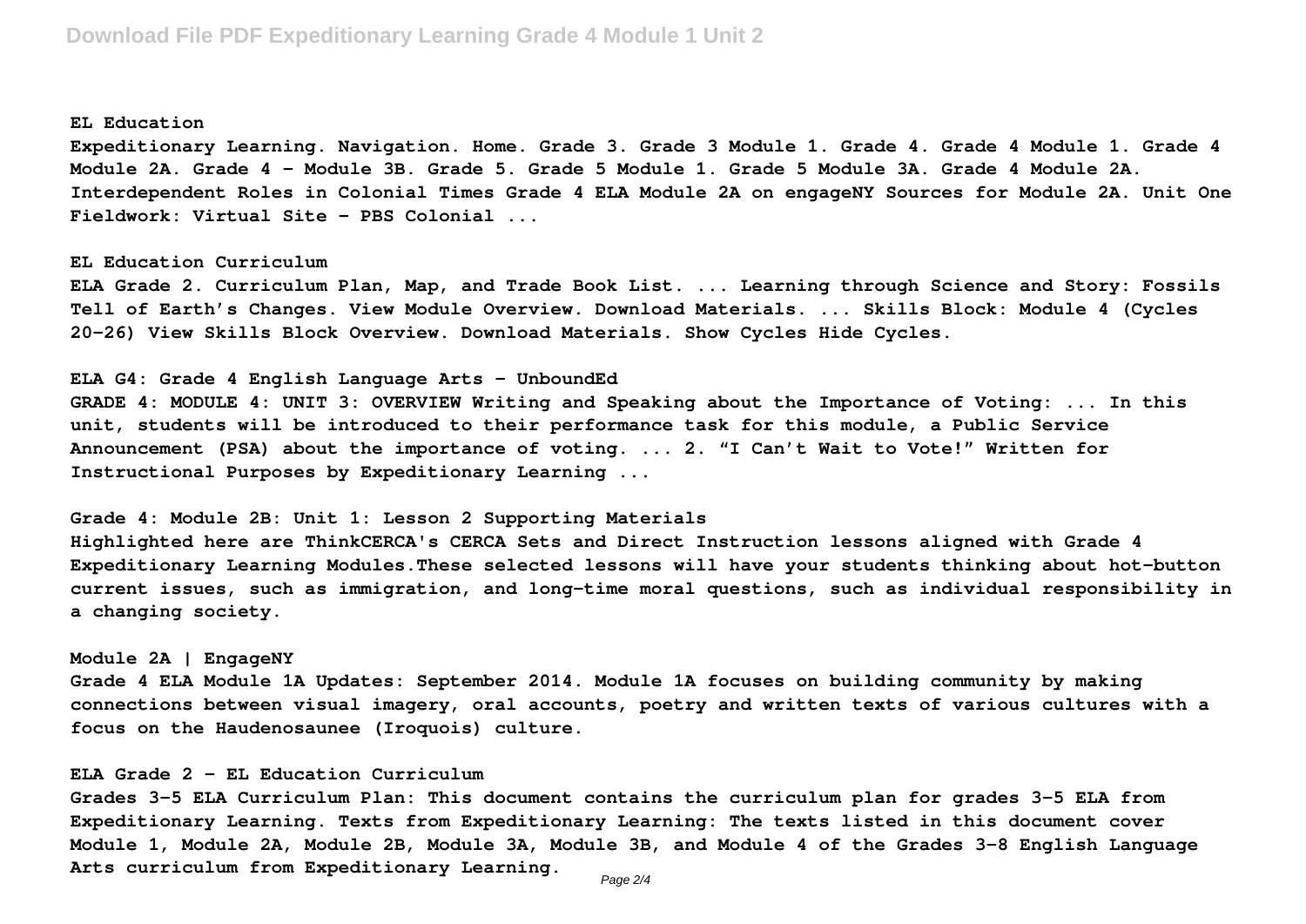## EL Education

Expeditionary Learning. Navigation. Home. Grade 3. Grade 3 Module 1. Grade 4. Grade 4 Module 1. Grade 4 Module 2A. Grade 4 - Module 3B. Grade 5. Grade 5 Module 1. Grade 5 Module 3A. Grade 4 Module 2A. Interdependent Roles in Colonial Times Grade 4 ELA Module 2A on engageNY Sources for Module 2A. Unit One Fieldwork: Virtual Site - PBS Colonial ...

## EL Education Curriculum

ELA Grade 2. Curriculum Plan, Map, and Trade Book List. ... Learning through Science and Story: Fossils Tell of Earth's Changes. View Module Overview. Download Materials. ... Skills Block: Module 4 (Cycles 20-26) View Skills Block Overview. Download Materials. Show Cycles Hide Cycles.

## ELA G4: Grade 4 English Language Arts - UnboundEd

GRADE 4: MODULE 4: UNIT 3: OVERVIEW Writing and Speaking about the Importance of Voting: ... In this unit, students will be introduced to their performance task for this module, a Public Service Announcement (PSA) about the importance of voting. ... 2. "I Can't Wait to Vote!" Written for Instructional Purposes by Expeditionary Learning ...

## Grade 4: Module 2B: Unit 1: Lesson 2 Supporting Materials

Highlighted here are ThinkCERCA's CERCA Sets and Direct Instruction lessons aligned with Grade 4 Expeditionary Learning Modules.These selected lessons will have your students thinking about hot-button current issues, such as immigration, and long-time moral questions, such as individual responsibility in a changing society.

## Module 2A | EngageNY

Grade 4 ELA Module 1A Updates: September 2014. Module 1A focuses on building community by making connections between visual imagery, oral accounts, poetry and written texts of various cultures with a focus on the Haudenosaunee (Iroquois) culture.

## ELA Grade 2 - EL Education Curriculum

Grades 3-5 ELA Curriculum Plan: This document contains the curriculum plan for grades 3-5 ELA from Expeditionary Learning. Texts from Expeditionary Learning: The texts listed in this document cover Module 1, Module 2A, Module 2B, Module 3A, Module 3B, and Module 4 of the Grades 3-8 English Language Arts curriculum from Expeditionary Learning.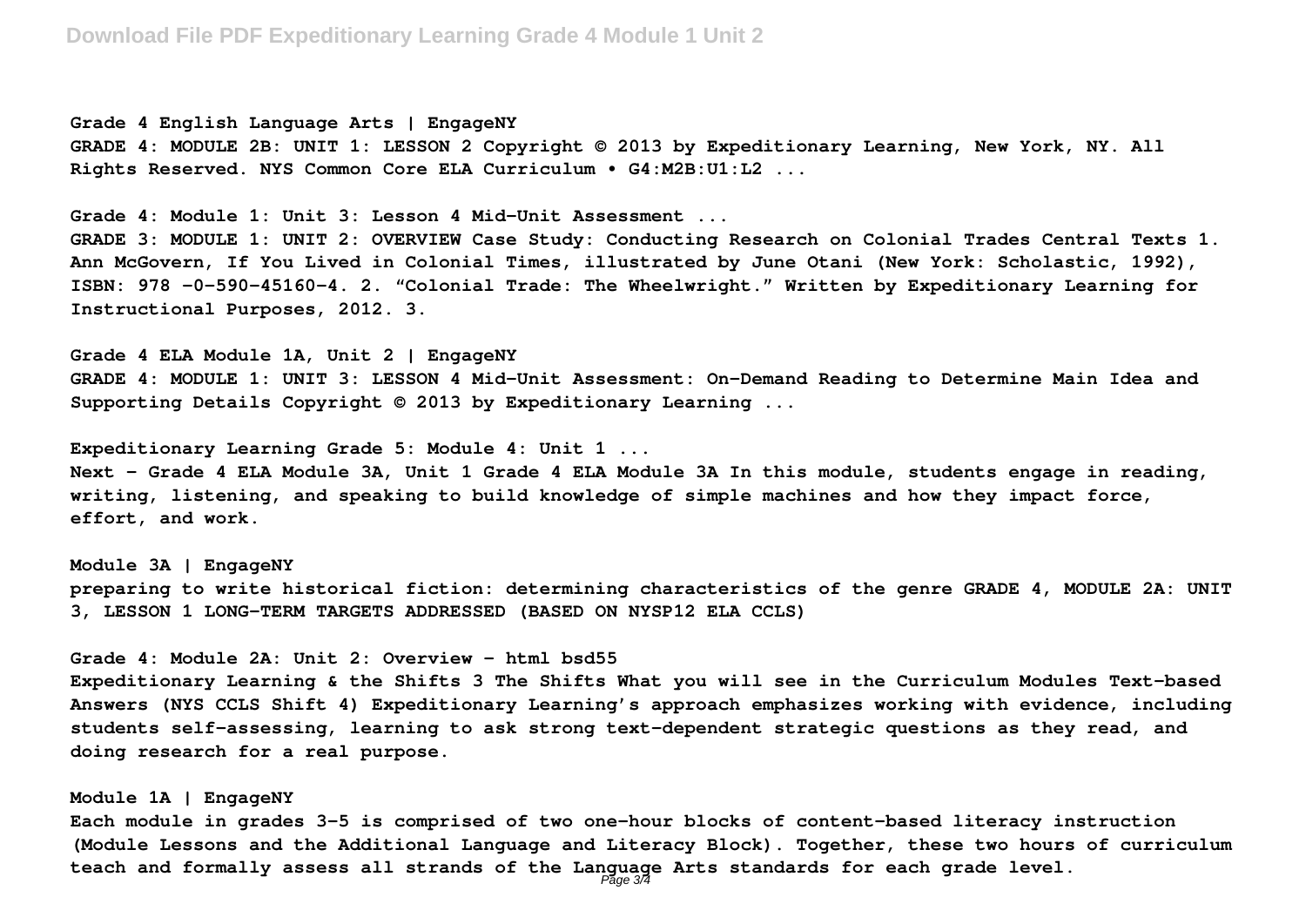**Grade 4 English Language Arts | EngageNY**

GRADE 4: MODULE 2B: UNIT 1: LESSON 2 Copyright © 2013 by Expeditionary Learning, New York, NY. All Rights Reserved. NYS Common Core ELA Curriculum • G4:M2B:U1:L2 ...

**Grade 4: Module 1: Unit 3: Lesson 4 Mid-Unit Assessment ...**

GRADE 3: MODULE 1: UNIT 2: OVERVIEW Case Study: Conducting Research on Colonial Trades Central Texts 1. Ann McGovern, If You Lived in Colonial Times, illustrated by June Otani (New York: Scholastic, 1992), ISBN: 978 -0-590-45160-4. 2. "Colonial Trade: The Wheelwright." Written by Expeditionary Learning for Instructional Purposes, 2012. 3.

**Grade 4 ELA Module 1A, Unit 2 | EngageNY**

GRADE 4: MODULE 1: UNIT 3: LESSON 4 Mid-Unit Assessment: On-Demand Reading to Determine Main Idea and Supporting Details Copyright © 2013 by Expeditionary Learning ...

**Expeditionary Learning Grade 5: Module 4: Unit 1 ...**

Next - Grade 4 ELA Module 3A, Unit 1 Grade 4 ELA Module 3A In this module, students engage in reading, writing, listening, and speaking to build knowledge of simple machines and how they impact force, effort, and work.

**Module 3A | EngageNY**

preparing to write historical fiction: determining characteristics of the genre GRADE 4, MODULE 2A: UNIT 3, LESSON 1 LONG-TERM TARGETS ADDRESSED (BASED ON NYSP12 ELA CCLS)

**Grade 4: Module 2A: Unit 2: Overview - html bsd55**

Expeditionary Learning & the Shifts 3 The Shifts What you will see in the Curriculum Modules Text-based Answers (NYS CCLS Shift 4) Expeditionary Learning's approach emphasizes working with evidence, including students self-assessing, learning to ask strong text-dependent strategic questions as they read, and doing research for a real purpose.

**Module 1A | EngageNY**

Each module in grades 3-5 is comprised of two one-hour blocks of content-based literacy instruction (Module Lessons and the Additional Language and Literacy Block). Together, these two hours of curriculum teach and formally assess all strands of the Language Arts standards for each grade level.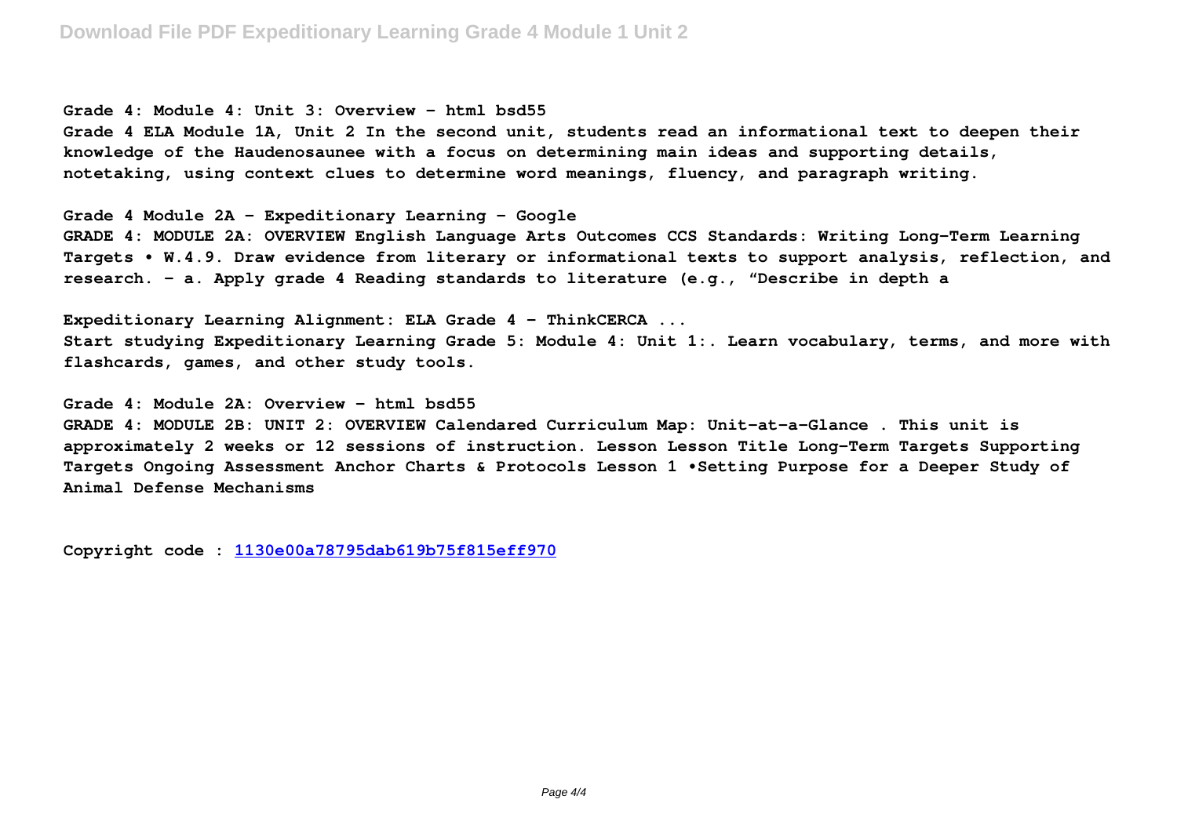**Grade 4: Module 4: Unit 3: Overview - html bsd55**

**Grade 4 ELA Module 1A, Unit 2 In the second unit, students read an informational text to deepen their knowledge of the Haudenosaunee with a focus on determining main ideas and supporting details, notetaking, using context clues to determine word meanings, fluency, and paragraph writing.**

**Grade 4 Module 2A - Expeditionary Learning - Google**

**GRADE 4: MODULE 2A: OVERVIEW English Language Arts Outcomes CCS Standards: Writing Long-Term Learning Targets • W.4.9. Draw evidence from literary or informational texts to support analysis, reflection, and research. - a. Apply grade 4 Reading standards to literature (e.g., "Describe in depth a**

**Expeditionary Learning Alignment: ELA Grade 4 - ThinkCERCA ...**

**Start studying Expeditionary Learning Grade 5: Module 4: Unit 1:. Learn vocabulary, terms, and more with flashcards, games, and other study tools.**

**Grade 4: Module 2A: Overview - html bsd55**

**GRADE 4: MODULE 2B: UNIT 2: OVERVIEW Calendared Curriculum Map: Unit-at-a-Glance . This unit is approximately 2 weeks or 12 sessions of instruction. Lesson Lesson Title Long-Term Targets Supporting Targets Ongoing Assessment Anchor Charts & Protocols Lesson 1 •Setting Purpose for a Deeper Study of Animal Defense Mechanisms**

**Copyright code : 1130e00a78795dab619b75f815eff970**